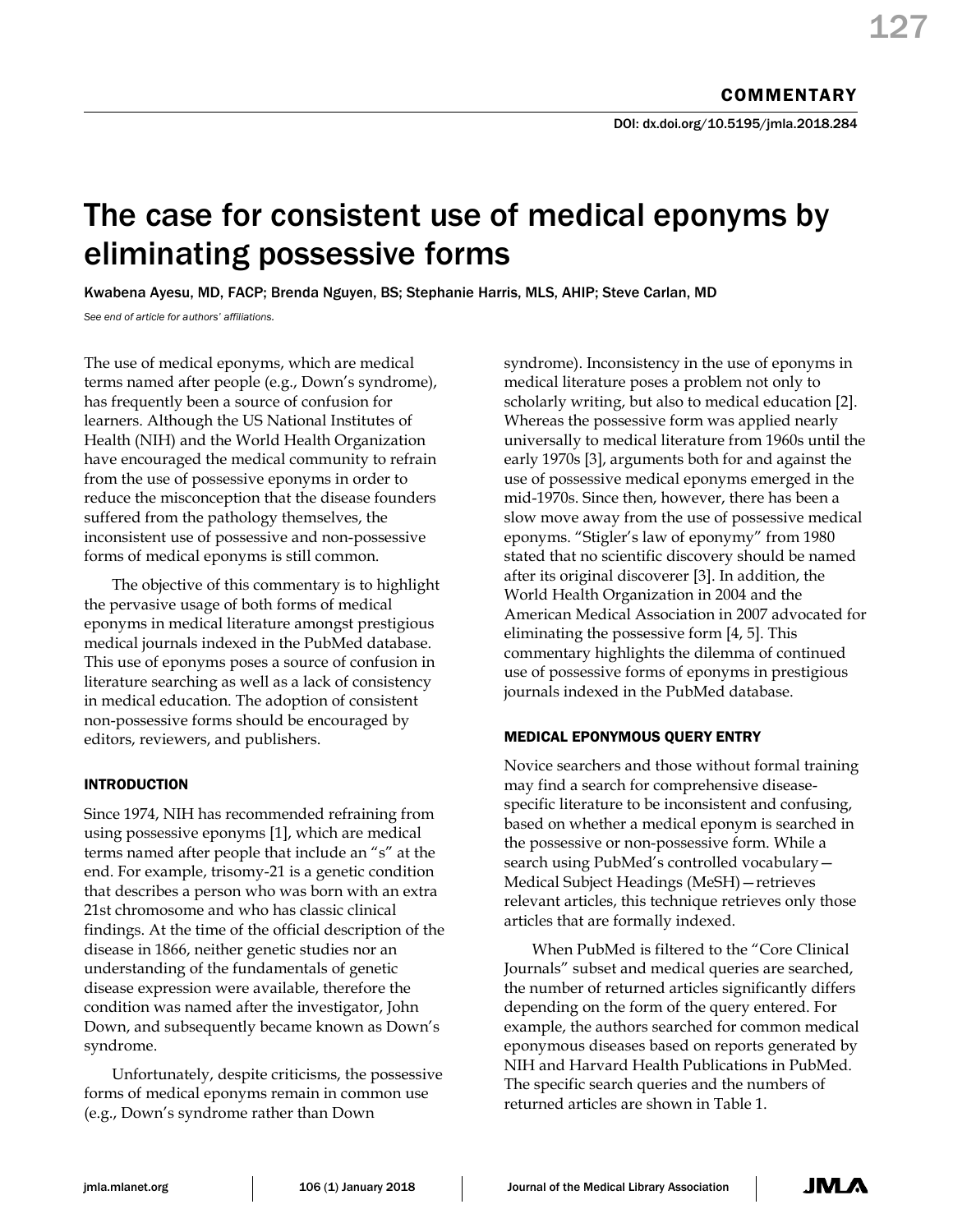COMMENTARY

DOI: dx.doi.org/10.5195/jmla.2018.284

# The case for consistent use of medical eponyms by eliminating possessive forms

Kwabena Ayesu, MD, FACP; Brenda Nguyen, BS; Stephanie Harris, MLS, AHIP; Steve Carlan, MD

*See end of article for authors' affiliations.*

The use of medical eponyms, which are medical terms named after people (e.g., Down's syndrome), has frequently been a source of confusion for learners. Although the US National Institutes of Health (NIH) and the World Health Organization have encouraged the medical community to refrain from the use of possessive eponyms in order to reduce the misconception that the disease founders suffered from the pathology themselves, the inconsistent use of possessive and non-possessive forms of medical eponyms is still common.

The objective of this commentary is to highlight the pervasive usage of both forms of medical eponyms in medical literature amongst prestigious medical journals indexed in the PubMed database. This use of eponyms poses a source of confusion in literature searching as well as a lack of consistency in medical education. The adoption of consistent non-possessive forms should be encouraged by editors, reviewers, and publishers.

## INTRODUCTION

Since 1974, NIH has recommended refraining from using possessive eponyms [1], which are medical terms named after people that include an "s" at the end. For example, trisomy-21 is a genetic condition that describes a person who was born with an extra 21st chromosome and who has classic clinical findings. At the time of the official description of the disease in 1866, neither genetic studies nor an understanding of the fundamentals of genetic disease expression were available, therefore the condition was named after the investigator, John Down, and subsequently became known as Down's syndrome.

Unfortunately, despite criticisms, the possessive forms of medical eponyms remain in common use (e.g., Down's syndrome rather than Down syndrome). Inconsistency in the use of eponyms in medical literature poses a problem not only to scholarly writing, but also to medical education [2]. Whereas the possessive form was applied nearly universally to medical literature from 1960s until the early 1970s [3], arguments both for and against the use of possessive medical eponyms emerged in the mid-1970s. Since then, however, there has been a slow move away from the use of possessive medical eponyms. "Stigler's law of eponymy" from 1980 stated that no scientific discovery should be named after its original discoverer [3]. In addition, the World Health Organization in 2004 and the American Medical Association in 2007 advocated for eliminating the possessive form [4, 5]. This commentary highlights the dilemma of continued use of possessive forms of eponyms in prestigious journals indexed in the PubMed database.

## MEDICAL EPONYMOUS QUERY ENTRY

Novice searchers and those without formal training may find a search for comprehensive disease-specific literature to be inconsistent and confusing, based on whether a medical eponym is searched in the possessive or non-possessive form. While a search using PubMed's controlled vocabulary—Medical Subject Headings (MeSH)—retrieves relevant articles, this technique retrieves only those articles that are formally indexed.

When PubMed is filtered to the "Core Clinical Journals" subset and medical queries are searched, the number of returned articles significantly differs depending on the form of the query entered. For example, the authors searched for common medical eponymous diseases based on reports generated by NIH and Harvard Health Publications in PubMed. The specific search queries and the numbers of returned articles are shown in Table 1.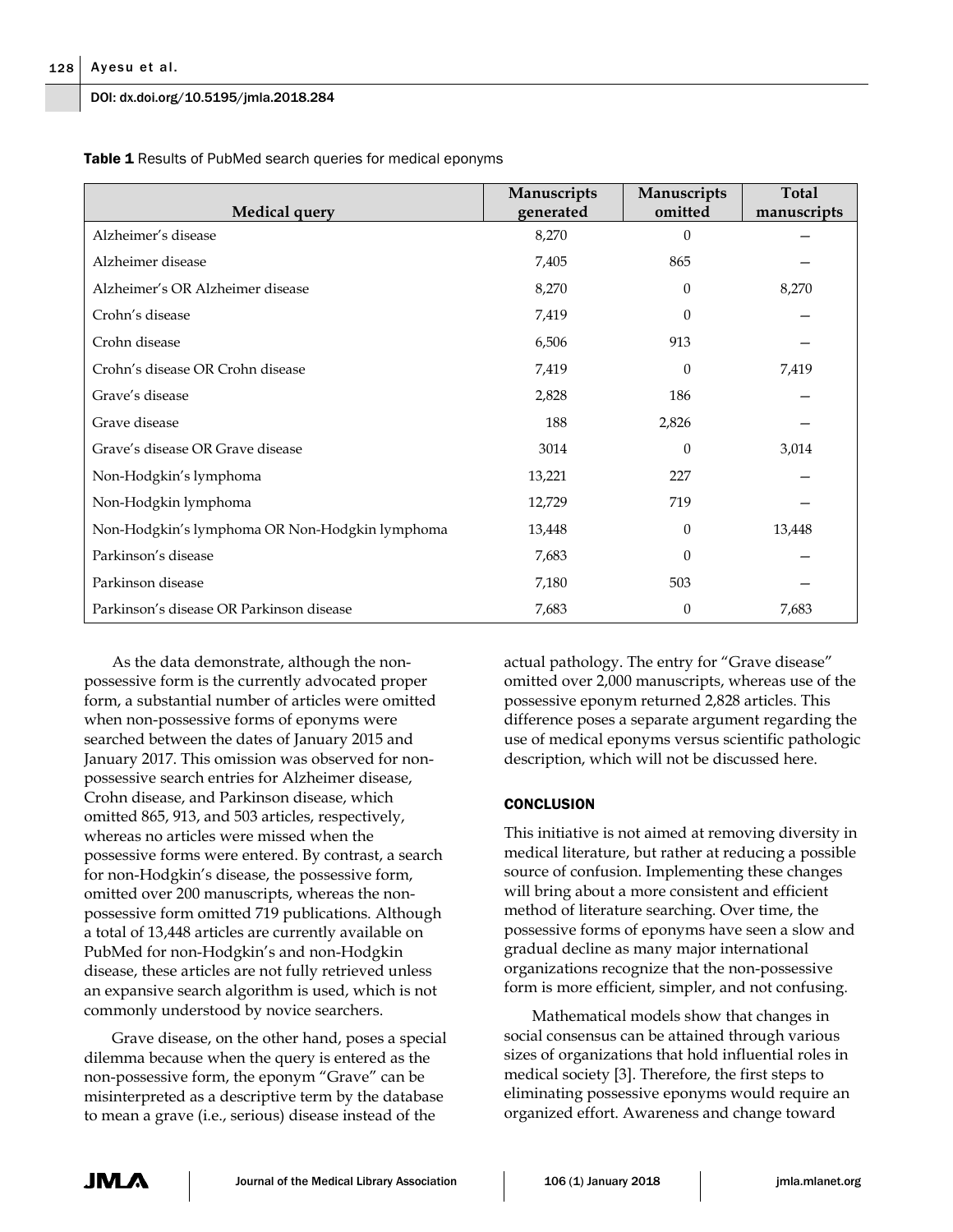**Table 1** Results of PubMed search queries for medical eponyms

| Medical query | Manuscripts generated | Manuscripts omitted | Total manuscripts |
|---|---|---|---|
| Alzheimer's disease | 8,270 | 0 | — |
| Alzheimer disease | 7,405 | 865 | — |
| Alzheimer's OR Alzheimer disease | 8,270 | 0 | 8,270 |
| Crohn's disease | 7,419 | 0 | — |
| Crohn disease | 6,506 | 913 | — |
| Crohn's disease OR Crohn disease | 7,419 | 0 | 7,419 |
| Grave's disease | 2,828 | 186 | — |
| Grave disease | 188 | 2,826 | — |
| Grave's disease OR Grave disease | 3014 | 0 | 3,014 |
| Non-Hodgkin's lymphoma | 13,221 | 227 | — |
| Non-Hodgkin lymphoma | 12,729 | 719 | — |
| Non-Hodgkin's lymphoma OR Non-Hodgkin lymphoma | 13,448 | 0 | 13,448 |
| Parkinson's disease | 7,683 | 0 | — |
| Parkinson disease | 7,180 | 503 | — |
| Parkinson's disease OR Parkinson disease | 7,683 | 0 | 7,683 |

As the data demonstrate, although the non-possessive form is the currently advocated proper form, a substantial number of articles were omitted when non-possessive forms of eponyms were searched between the dates of January 2015 and January 2017. This omission was observed for non-possessive search entries for Alzheimer disease, Crohn disease, and Parkinson disease, which omitted 865, 913, and 503 articles, respectively, whereas no articles were missed when the possessive forms were entered. By contrast, a search for non-Hodgkin's disease, the possessive form, omitted over 200 manuscripts, whereas the non-possessive form omitted 719 publications. Although a total of 13,448 articles are currently available on PubMed for non-Hodgkin's and non-Hodgkin disease, these articles are not fully retrieved unless an expansive search algorithm is used, which is not commonly understood by novice searchers.

Grave disease, on the other hand, poses a special dilemma because when the query is entered as the non-possessive form, the eponym "Grave" can be misinterpreted as a descriptive term by the database to mean a grave (i.e., serious) disease instead of the actual pathology. The entry for "Grave disease" omitted over 2,000 manuscripts, whereas use of the possessive eponym returned 2,828 articles. This difference poses a separate argument regarding the use of medical eponyms versus scientific pathologic description, which will not be discussed here.

## CONCLUSION

This initiative is not aimed at removing diversity in medical literature, but rather at reducing a possible source of confusion. Implementing these changes will bring about a more consistent and efficient method of literature searching. Over time, the possessive forms of eponyms have seen a slow and gradual decline as many major international organizations recognize that the non-possessive form is more efficient, simpler, and not confusing.

Mathematical models show that changes in social consensus can be attained through various sizes of organizations that hold influential roles in medical society [3]. Therefore, the first steps to eliminating possessive eponyms would require an organized effort. Awareness and change toward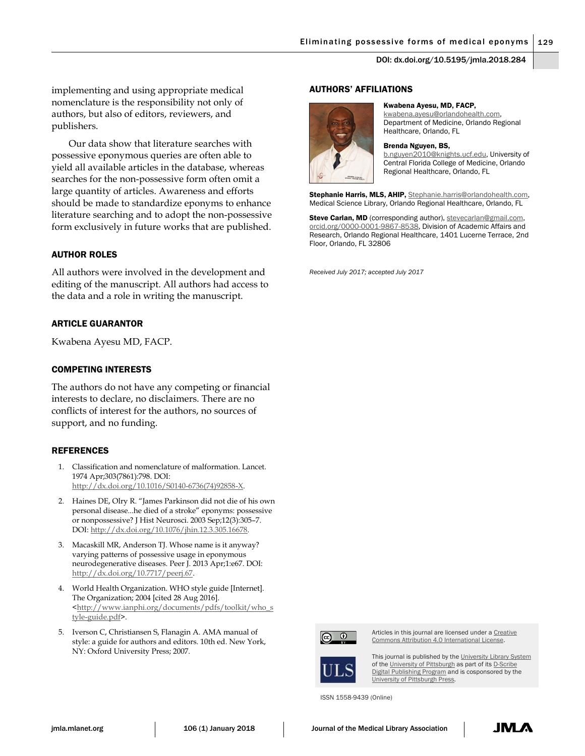implementing and using appropriate medical nomenclature is the responsibility not only of authors, but also of editors, reviewers, and publishers.

Our data show that literature searches with possessive eponymous queries are often able to yield all available articles in the database, whereas searches for the non-possessive form often omit a large quantity of articles. Awareness and efforts should be made to standardize eponyms to enhance literature searching and to adopt the non-possessive form exclusively in future works that are published.

## AUTHOR ROLES

All authors were involved in the development and editing of the manuscript. All authors had access to the data and a role in writing the manuscript.

## ARTICLE GUARANTOR

Kwabena Ayesu MD, FACP.

## COMPETING INTERESTS

The authors do not have any competing or financial interests to declare, no disclaimers. There are no conflicts of interest for the authors, no sources of support, and no funding.

## REFERENCES

1. Classification and nomenclature of malformation. Lancet. 1974 Apr;303(7861):798. DOI: http://dx.doi.org/10.1016/S0140-6736(74)92858-X.
2. Haines DE, Olry R. "James Parkinson did not die of his own personal disease...he died of a stroke" eponyms: possessive or nonpossessive? J Hist Neurosci. 2003 Sep;12(3):305–7. DOI: http://dx.doi.org/10.1076/jhin.12.3.305.16678.
3. Macaskill MR, Anderson TJ. Whose name is it anyway? varying patterns of possessive usage in eponymous neurodegenerative diseases. Peer J. 2013 Apr;1:e67. DOI: http://dx.doi.org/10.7717/peerj.67.
4. World Health Organization. WHO style guide [Internet]. The Organization; 2004 [cited 28 Aug 2016]. <http://www.ianphi.org/documents/pdfs/toolkit/who_style-guide.pdf>.
5. Iverson C, Christiansen S, Flanagin A. AMA manual of style: a guide for authors and editors. 10th ed. New York, NY: Oxford University Press; 2007.

## AUTHORS' AFFILIATIONS

**Kwabena Ayesu, MD, FACP,** kwabena.ayesu@orlandohealth.com, Department of Medicine, Orlando Regional Healthcare, Orlando, FL

**Brenda Nguyen, BS,** b.nguyen2010@knights.ucf.edu, University of Central Florida College of Medicine, Orlando Regional Healthcare, Orlando, FL

**Stephanie Harris, MLS, AHIP,** Stephanie.harris@orlandohealth.com, Medical Science Library, Orlando Regional Healthcare, Orlando, FL

**Steve Carlan, MD** (corresponding author), stevecarlan@gmail.com, orcid.org/0000-0001-9867-8538, Division of Academic Affairs and Research, Orlando Regional Healthcare, 1401 Lucerne Terrace, 2nd Floor, Orlando, FL 32806

*Received July 2017; accepted July 2017*

Articles in this journal are licensed under a Creative Commons Attribution 4.0 International License.

This journal is published by the University Library System of the University of Pittsburgh as part of its D-Scribe Digital Publishing Program and is cosponsored by the University of Pittsburgh Press.

ISSN 1558-9439 (Online)